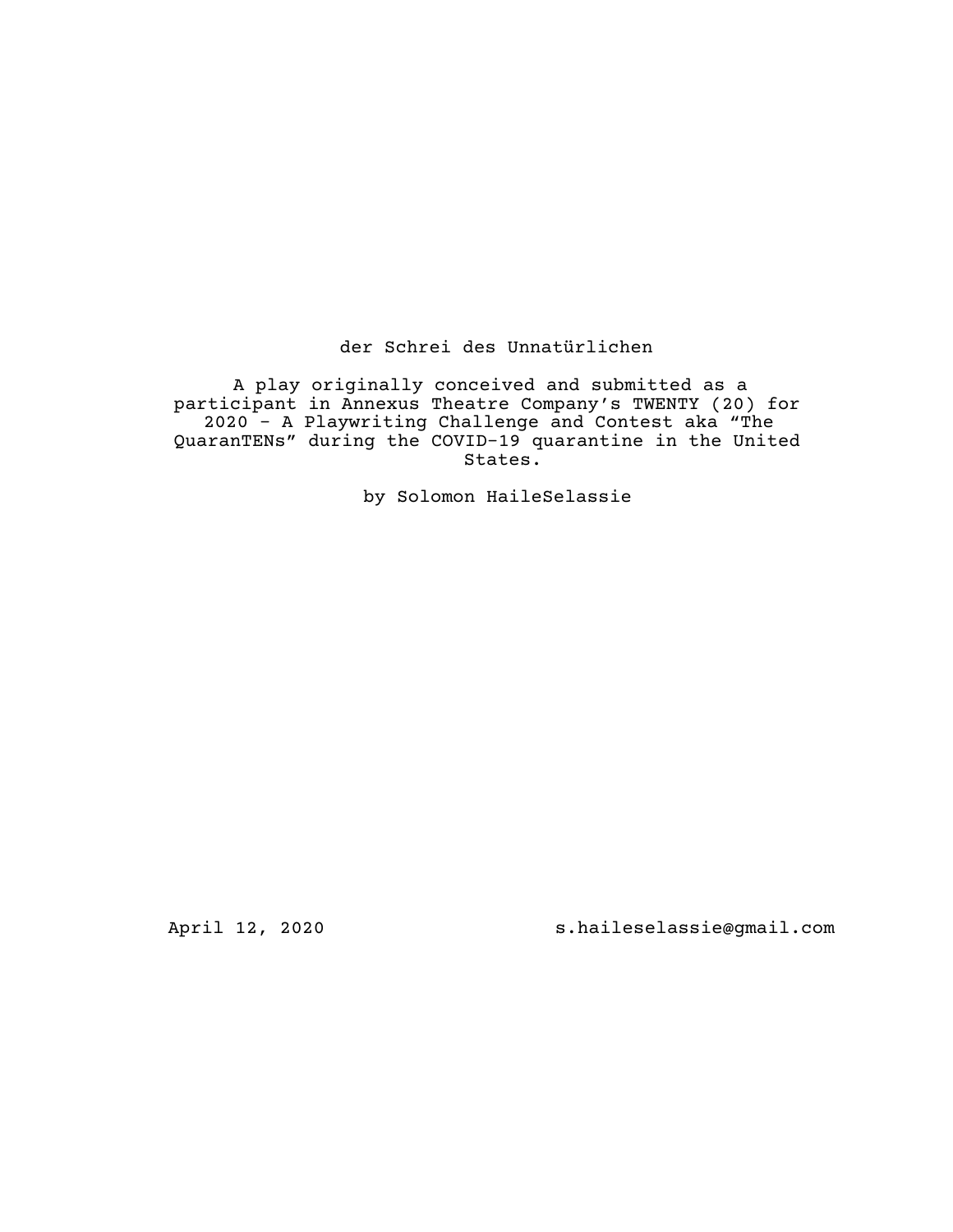# der Schrei des Unnatürlichen

A play originally conceived and submitted as a participant in Annexus Theatre Company's TWENTY (20) for 2020 - A Playwriting Challenge and Contest aka "The QuaranTENs" during the COVID-19 quarantine in the United States.

by Solomon HaileSelassie

April 12, 2020

s.haileselassie@gmail.com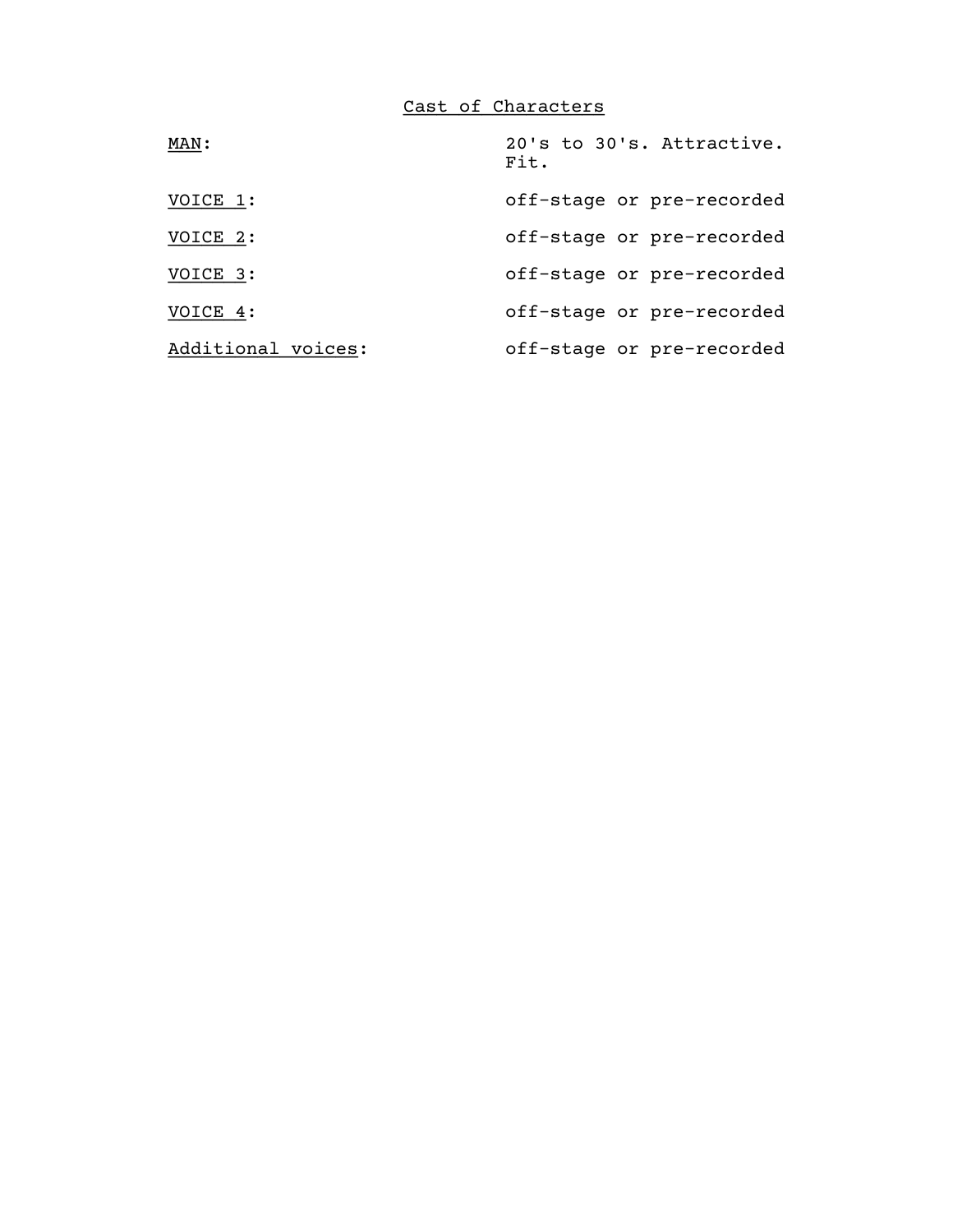# Cast of Characters

| | |
|---|---|
| MAN: | 20's to 30's. Attractive. Fit. |
| VOICE 1: | off-stage or pre-recorded |
| VOICE 2: | off-stage or pre-recorded |
| VOICE 3: | off-stage or pre-recorded |
| VOICE 4: | off-stage or pre-recorded |
| Additional voices: | off-stage or pre-recorded |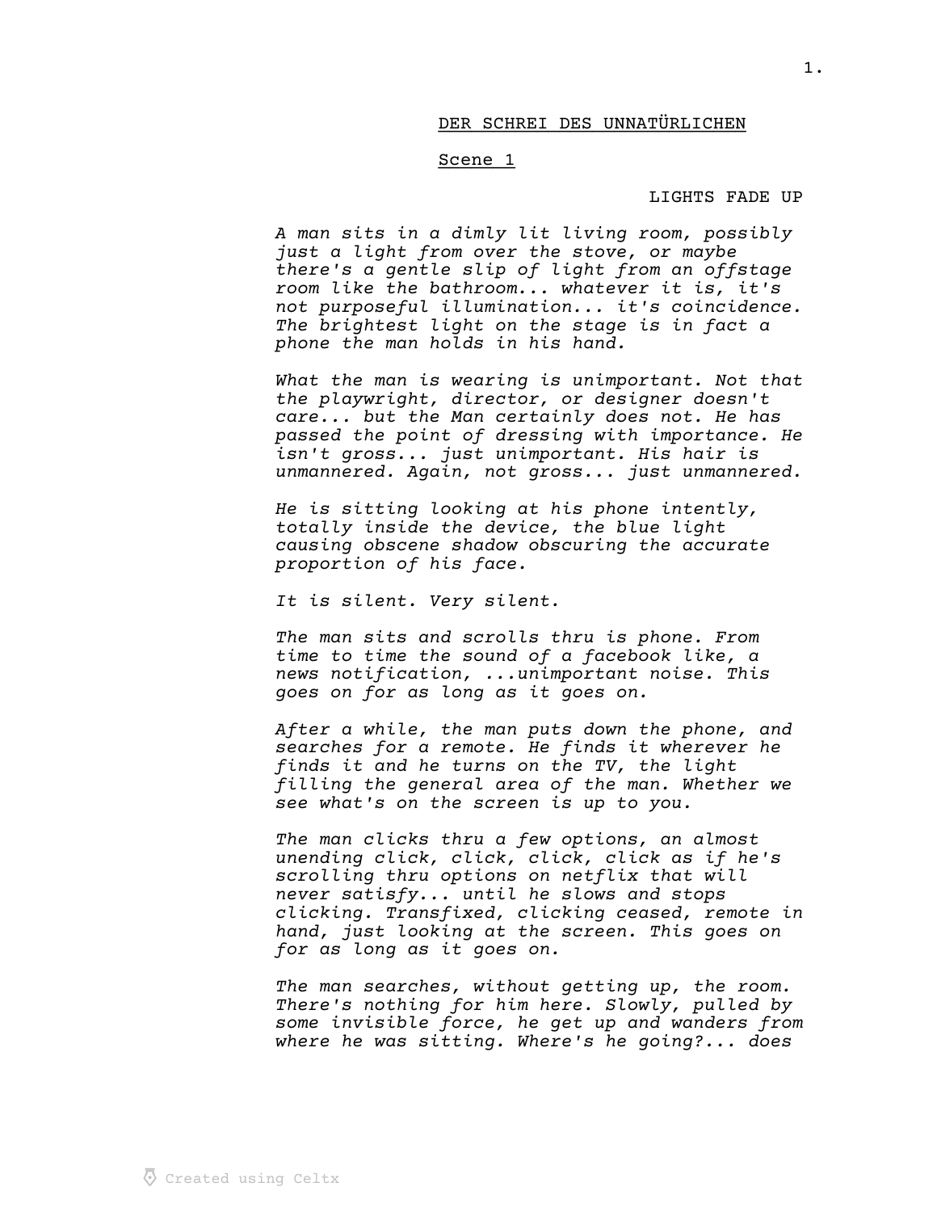DER SCHREI DES UNNATÜRLICHEN

Scene 1

LIGHTS FADE UP

*A man sits in a dimly lit living room, possibly just a light from over the stove, or maybe there's a gentle slip of light from an offstage room like the bathroom... whatever it is, it's not purposeful illumination... it's coincidence. The brightest light on the stage is in fact a phone the man holds in his hand.*

*What the man is wearing is unimportant. Not that the playwright, director, or designer doesn't care... but the Man certainly does not. He has passed the point of dressing with importance. He isn't gross... just unimportant. His hair is unmannered. Again, not gross... just unmannered.*

*He is sitting looking at his phone intently, totally inside the device, the blue light causing obscene shadow obscuring the accurate proportion of his face.*

*It is silent. Very silent.*

*The man sits and scrolls thru is phone. From time to time the sound of a facebook like, a news notification, ...unimportant noise. This goes on for as long as it goes on.*

*After a while, the man puts down the phone, and searches for a remote. He finds it wherever he finds it and he turns on the TV, the light filling the general area of the man. Whether we see what's on the screen is up to you.*

*The man clicks thru a few options, an almost unending click, click, click, click as if he's scrolling thru options on netflix that will never satisfy... until he slows and stops clicking. Transfixed, clicking ceased, remote in hand, just looking at the screen. This goes on for as long as it goes on.*

*The man searches, without getting up, the room. There's nothing for him here. Slowly, pulled by some invisible force, he get up and wanders from where he was sitting. Where's he going?... does*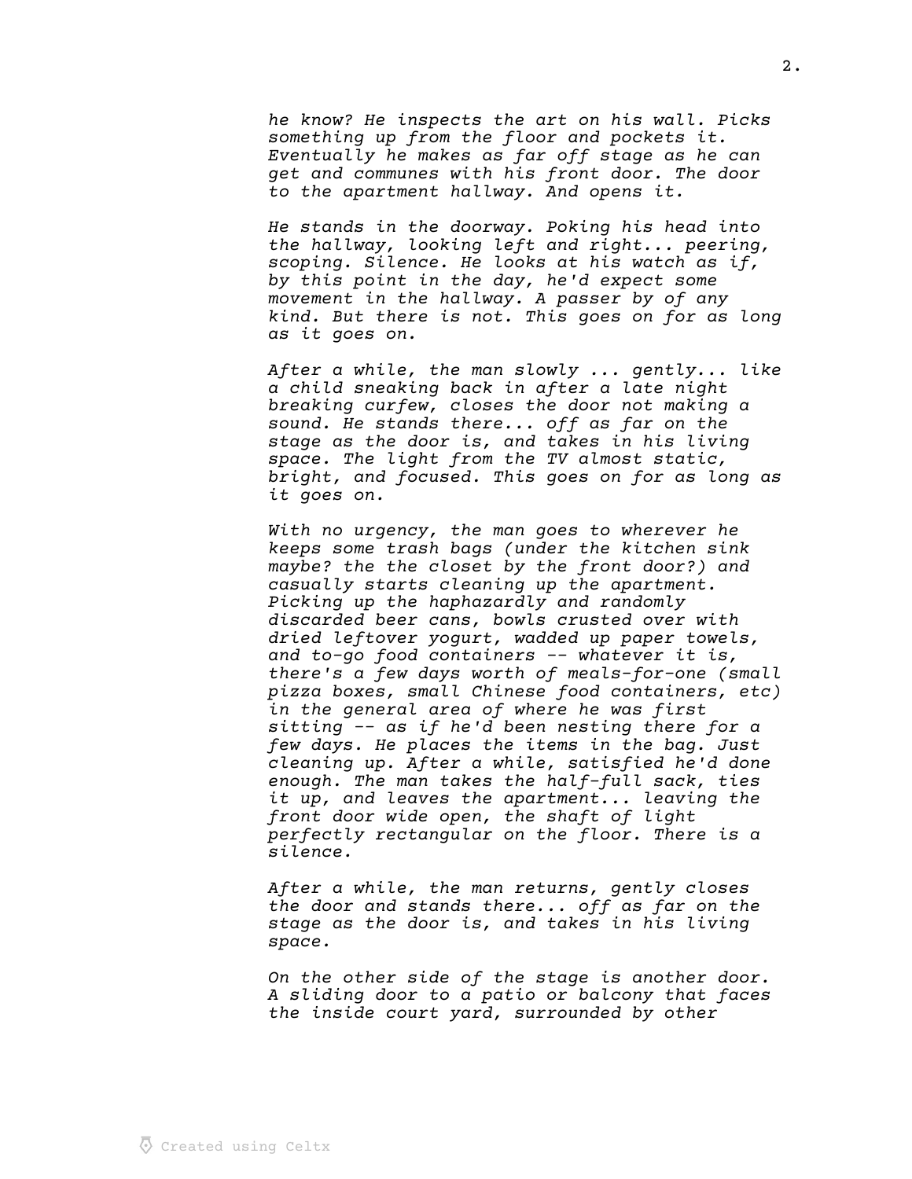*he know? He inspects the art on his wall. Picks something up from the floor and pockets it. Eventually he makes as far off stage as he can get and communes with his front door. The door to the apartment hallway. And opens it.*

*He stands in the doorway. Poking his head into the hallway, looking left and right... peering, scoping. Silence. He looks at his watch as if, by this point in the day, he'd expect some movement in the hallway. A passer by of any kind. But there is not. This goes on for as long as it goes on.*

*After a while, the man slowly ... gently... like a child sneaking back in after a late night breaking curfew, closes the door not making a sound. He stands there... off as far on the stage as the door is, and takes in his living space. The light from the TV almost static, bright, and focused. This goes on for as long as it goes on.*

*With no urgency, the man goes to wherever he keeps some trash bags (under the kitchen sink maybe? the the closet by the front door?) and casually starts cleaning up the apartment. Picking up the haphazardly and randomly discarded beer cans, bowls crusted over with dried leftover yogurt, wadded up paper towels, and to-go food containers -- whatever it is, there's a few days worth of meals-for-one (small pizza boxes, small Chinese food containers, etc) in the general area of where he was first sitting -- as if he'd been nesting there for a few days. He places the items in the bag. Just cleaning up. After a while, satisfied he'd done enough. The man takes the half-full sack, ties it up, and leaves the apartment... leaving the front door wide open, the shaft of light perfectly rectangular on the floor. There is a silence.*

*After a while, the man returns, gently closes the door and stands there... off as far on the stage as the door is, and takes in his living space.*

*On the other side of the stage is another door. A sliding door to a patio or balcony that faces the inside court yard, surrounded by other*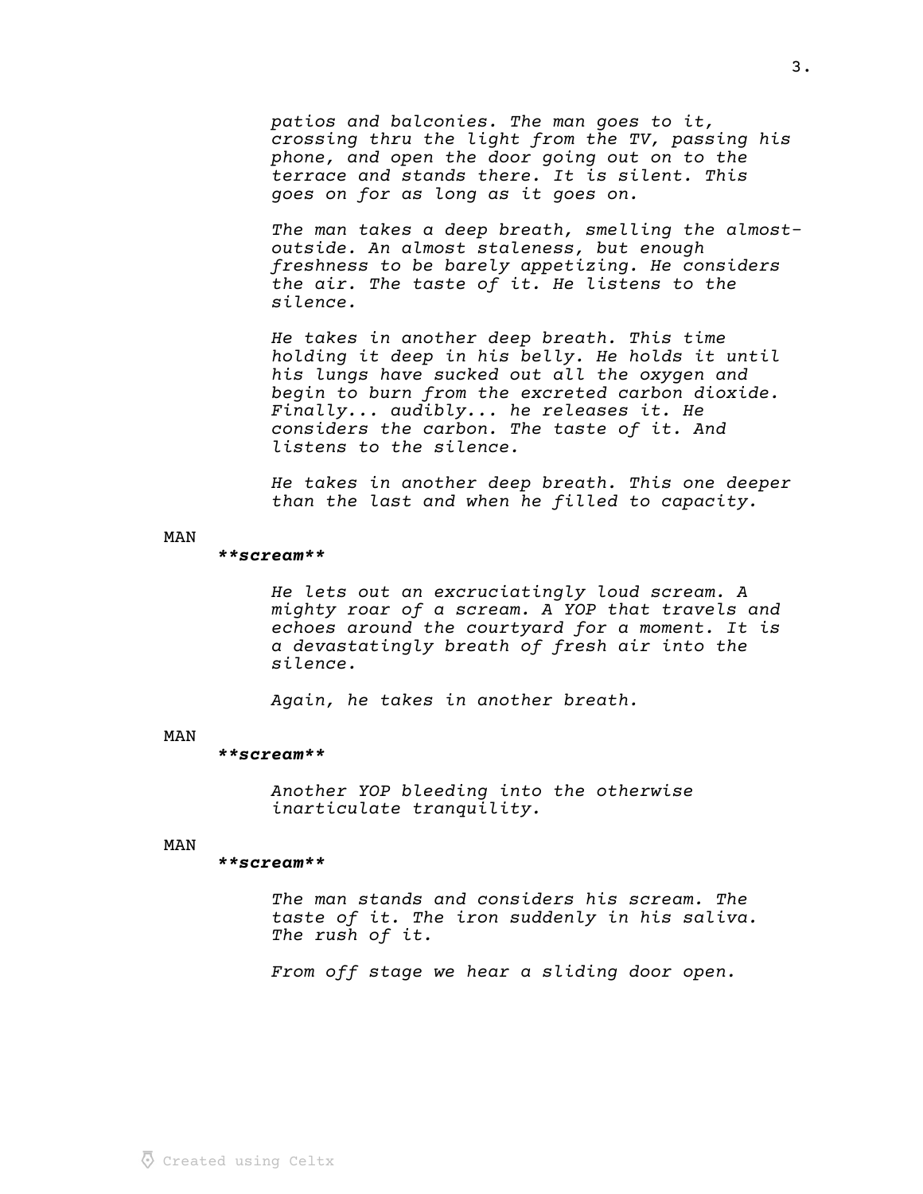*patios and balconies. The man goes to it, crossing thru the light from the TV, passing his phone, and open the door going out on to the terrace and stands there. It is silent. This goes on for as long as it goes on.*

*The man takes a deep breath, smelling the almost-outside. An almost staleness, but enough freshness to be barely appetizing. He considers the air. The taste of it. He listens to the silence.*

*He takes in another deep breath. This time holding it deep in his belly. He holds it until his lungs have sucked out all the oxygen and begin to burn from the excreted carbon dioxide. Finally... audibly... he releases it. He considers the carbon. The taste of it. And listens to the silence.*

*He takes in another deep breath. This one deeper than the last and when he filled to capacity.*

MAN

***scream***

*He lets out an excruciatingly loud scream. A mighty roar of a scream. A YOP that travels and echoes around the courtyard for a moment. It is a devastatingly breath of fresh air into the silence.*

*Again, he takes in another breath.*

MAN

***scream***

*Another YOP bleeding into the otherwise inarticulate tranquility.*

MAN

***scream***

*The man stands and considers his scream. The taste of it. The iron suddenly in his saliva. The rush of it.*

*From off stage we hear a sliding door open.*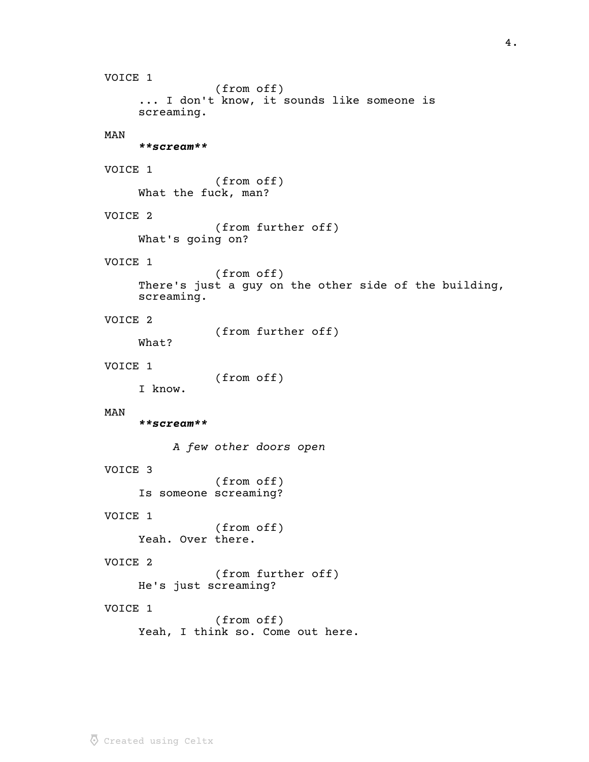VOICE 1
(from off)
... I don't know, it sounds like someone is screaming.

MAN
***scream***

VOICE 1
(from off)
What the fuck, man?

VOICE 2
(from further off)
What's going on?

VOICE 1
(from off)
There's just a guy on the other side of the building, screaming.

VOICE 2
(from further off)
What?

VOICE 1
(from off)
I know.

MAN
***scream***

*A few other doors open*

VOICE 3
(from off)
Is someone screaming?

VOICE 1
(from off)
Yeah. Over there.

VOICE 2
(from further off)
He's just screaming?

VOICE 1
(from off)
Yeah, I think so. Come out here.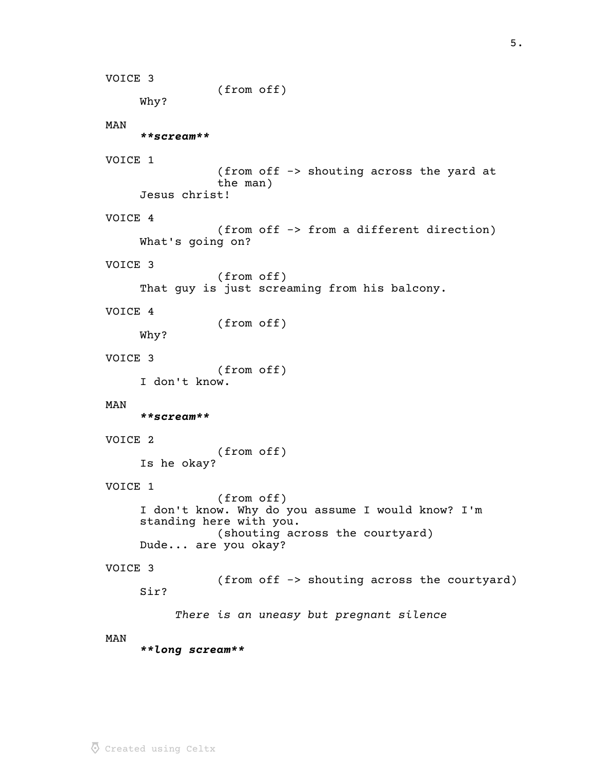VOICE 3
(from off)
Why?

MAN
***scream***

VOICE 1
(from off -> shouting across the yard at the man)
Jesus christ!

VOICE 4
(from off -> from a different direction)
What's going on?

VOICE 3
(from off)
That guy is just screaming from his balcony.

VOICE 4
(from off)
Why?

VOICE 3
(from off)
I don't know.

MAN
***scream***

VOICE 2
(from off)
Is he okay?

VOICE 1
(from off)
I don't know. Why do you assume I would know? I'm standing here with you.
(shouting across the courtyard)
Dude... are you okay?

VOICE 3
(from off -> shouting across the courtyard)
Sir?

*There is an uneasy but pregnant silence*

MAN
***long scream***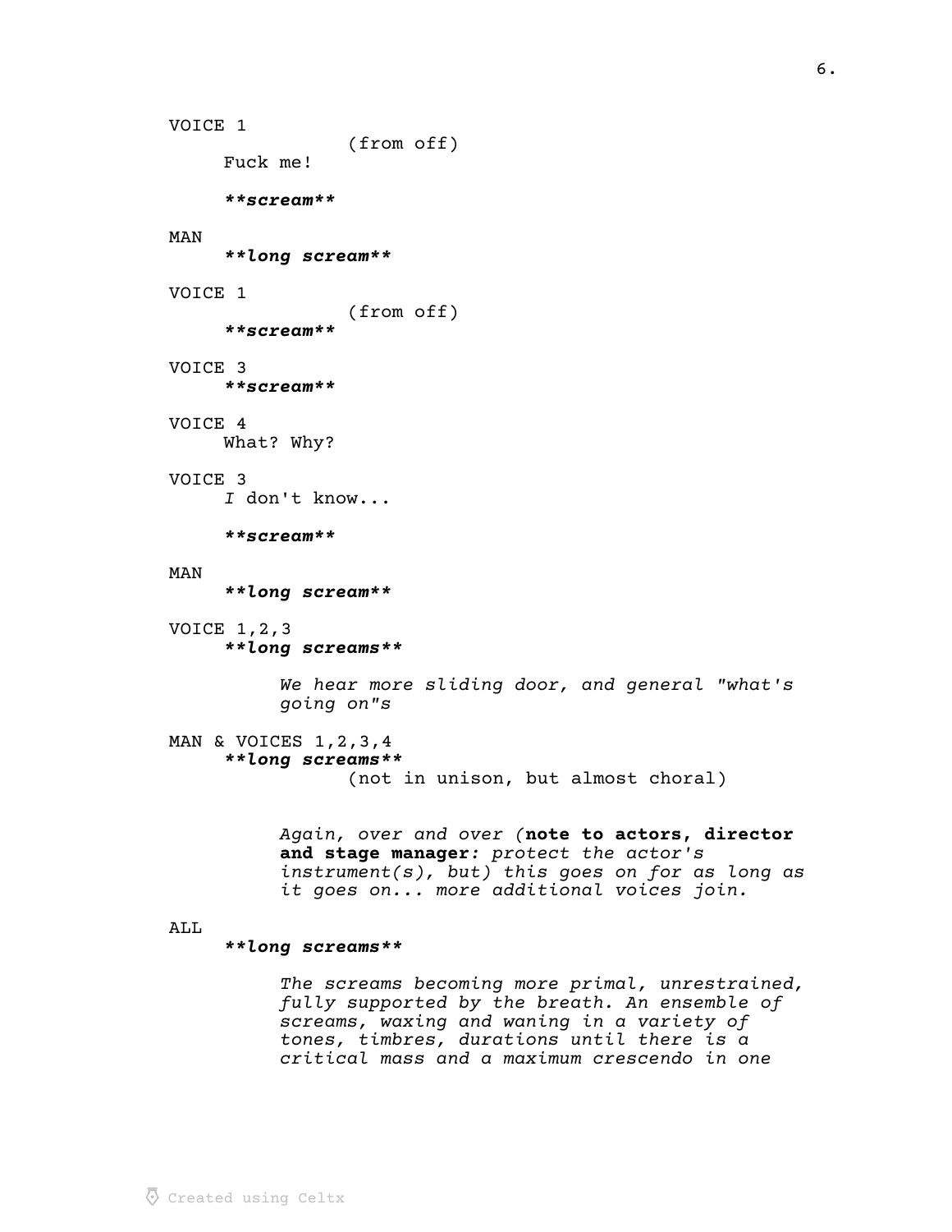VOICE 1
(from off)
Fuck me!

***\*\*scream\*\****

MAN
***\*\*long scream\*\****

VOICE 1
(from off)
***\*\*scream\*\****

VOICE 3
***\*\*scream\*\****

VOICE 4
What? Why?

VOICE 3
*I* don't know...

***\*\*scream\*\****

MAN
***\*\*long scream\*\****

VOICE 1,2,3
***\*\*long screams\*\****

*We hear more sliding door, and general "what's going on"s*

MAN & VOICES 1,2,3,4
***\*\*long screams\*\****
(not in unison, but almost choral)

*Again, over and over (***note to actors, director and stage manager***: protect the actor's instrument(s), but) this goes on for as long as it goes on... more additional voices join.*

ALL
***\*\*long screams\*\****

*The screams becoming more primal, unrestrained, fully supported by the breath. An ensemble of screams, waxing and waning in a variety of tones, timbres, durations until there is a critical mass and a maximum crescendo in one*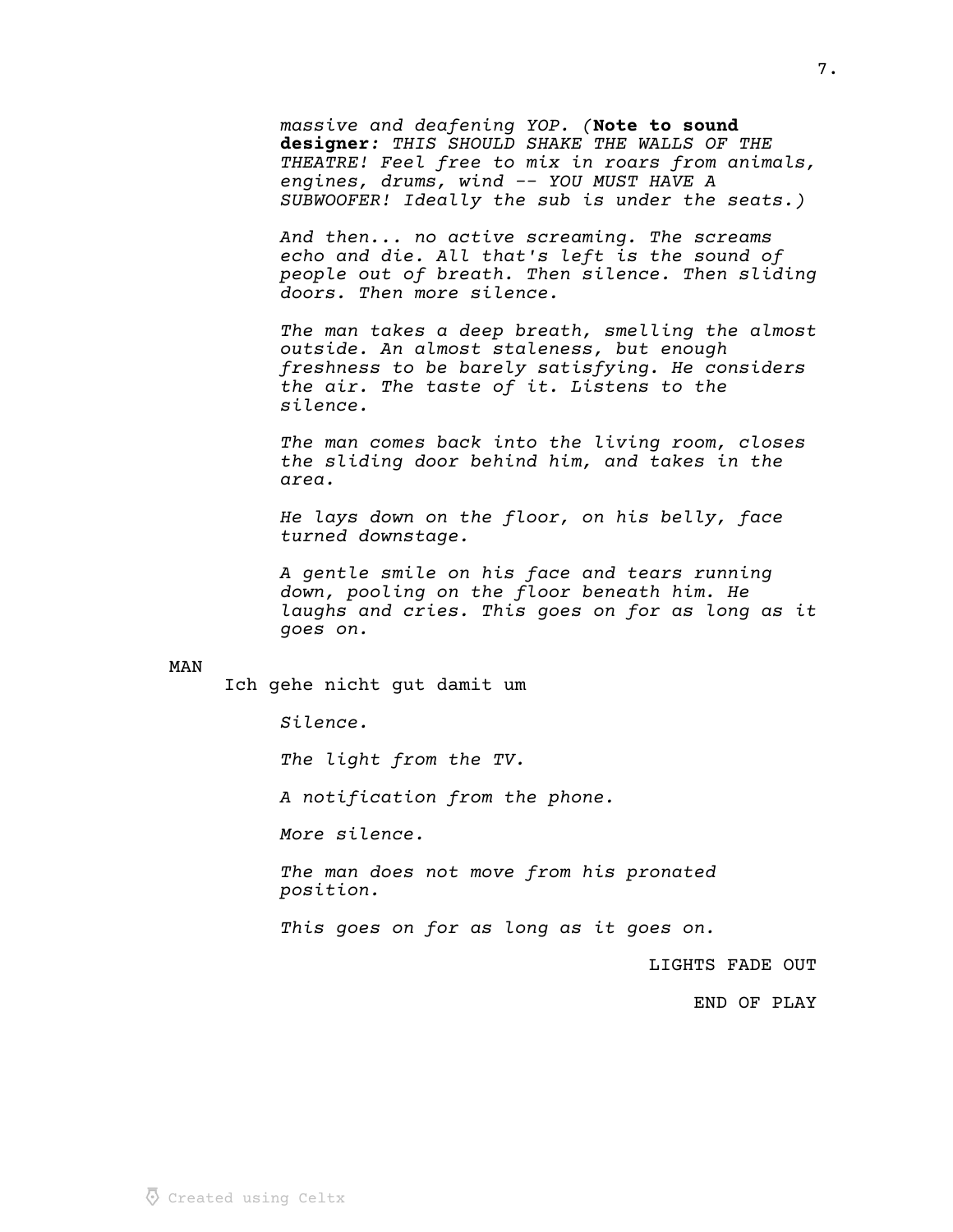*massive and deafening YOP. (**Note to sound designer**: THIS SHOULD SHAKE THE WALLS OF THE THEATRE! Feel free to mix in roars from animals, engines, drums, wind -- YOU MUST HAVE A SUBWOOFER! Ideally the sub is under the seats.)*

*And then... no active screaming. The screams echo and die. All that's left is the sound of people out of breath. Then silence. Then sliding doors. Then more silence.*

*The man takes a deep breath, smelling the almost outside. An almost staleness, but enough freshness to be barely satisfying. He considers the air. The taste of it. Listens to the silence.*

*The man comes back into the living room, closes the sliding door behind him, and takes in the area.*

*He lays down on the floor, on his belly, face turned downstage.*

*A gentle smile on his face and tears running down, pooling on the floor beneath him. He laughs and cries. This goes on for as long as it goes on.*

MAN

Ich gehe nicht gut damit um

*Silence.*

*The light from the TV.*

*A notification from the phone.*

*More silence.*

*The man does not move from his pronated position.*

*This goes on for as long as it goes on.*

LIGHTS FADE OUT

END OF PLAY